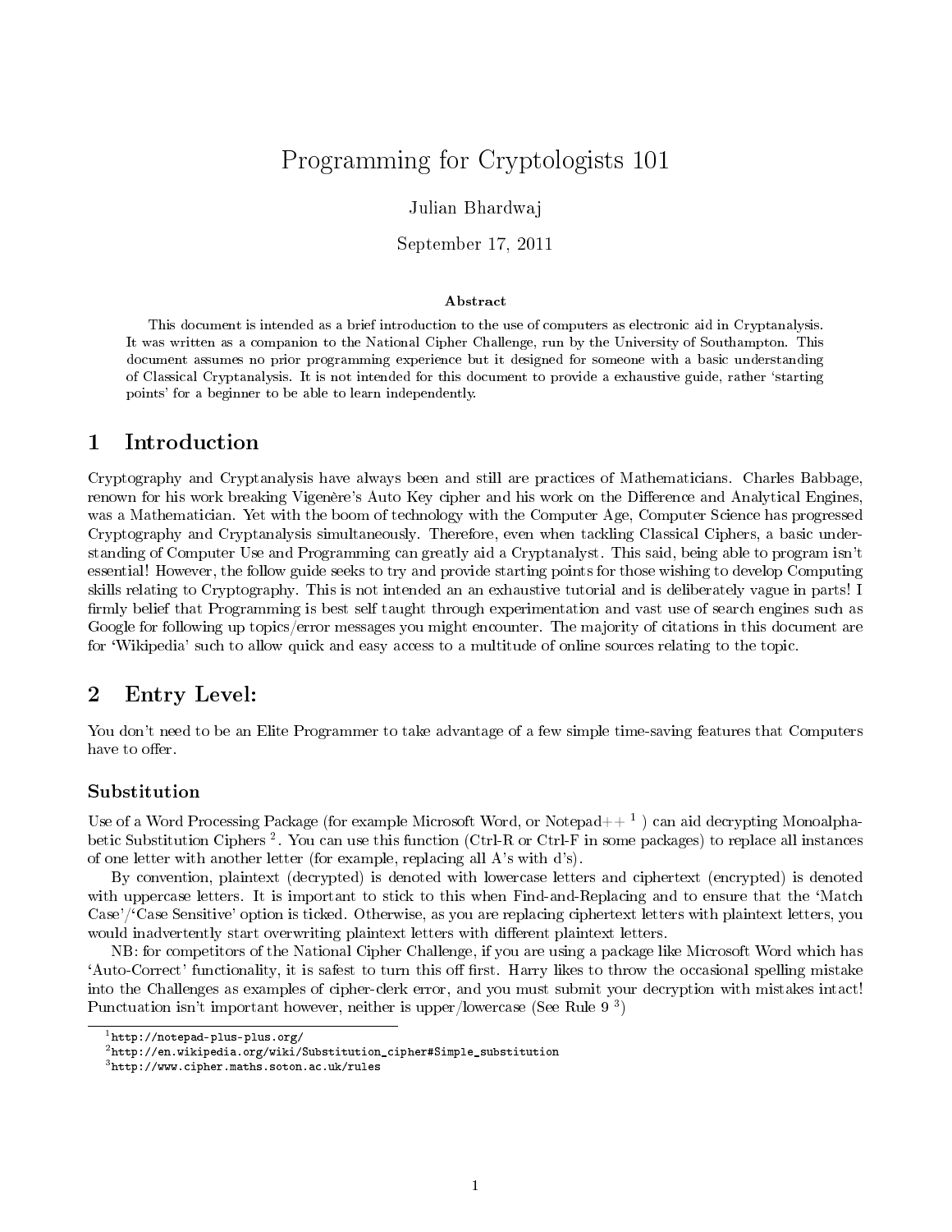# Programming for Cryptologists 101

Julian Bhardwaj

September 17, 2011

**Abstract**

This document is intended as a brief introduction to the use of computers as electronic aid in Cryptanalysis. It was written as a companion to the National Cipher Challenge, run by the University of Southampton. This document assumes no prior programming experience but it designed for someone with a basic understanding of Classical Cryptanalysis. It is not intended for this document to provide a exhaustive guide, rather 'starting points' for a beginner to be able to learn independently.

## 1 Introduction

Cryptography and Cryptanalysis have always been and still are practices of Mathematicians. Charles Babbage, renown for his work breaking Vigenère's Auto Key cipher and his work on the Difference and Analytical Engines, was a Mathematician. Yet with the boom of technology with the Computer Age, Computer Science has progressed Cryptography and Cryptanalysis simultaneously. Therefore, even when tackling Classical Ciphers, a basic understanding of Computer Use and Programming can greatly aid a Cryptanalyst. This said, being able to program isn't essential! However, the follow guide seeks to try and provide starting points for those wishing to develop Computing skills relating to Cryptography. This is not intended an an exhaustive tutorial and is deliberately vague in parts! I firmly belief that Programming is best self taught through experimentation and vast use of search engines such as Google for following up topics/error messages you might encounter. The majority of citations in this document are for 'Wikipedia' such to allow quick and easy access to a multitude of online sources relating to the topic.

## 2 Entry Level:

You don't need to be an Elite Programmer to take advantage of a few simple time-saving features that Computers have to offer.

### Substitution

Use of a Word Processing Package (for example Microsoft Word, or Notepad++ [1] ) can aid decrypting Monoalphabetic Substitution Ciphers [2]. You can use this function (Ctrl-R or Ctrl-F in some packages) to replace all instances of one letter with another letter (for example, replacing all A's with d's).

By convention, plaintext (decrypted) is denoted with lowercase letters and ciphertext (encrypted) is denoted with uppercase letters. It is important to stick to this when Find-and-Replacing and to ensure that the 'Match Case'/'Case Sensitive' option is ticked. Otherwise, as you are replacing ciphertext letters with plaintext letters, you would inadvertently start overwriting plaintext letters with different plaintext letters.

NB: for competitors of the National Cipher Challenge, if you are using a package like Microsoft Word which has 'Auto-Correct' functionality, it is safest to turn this off first. Harry likes to throw the occasional spelling mistake into the Challenges as examples of cipher-clerk error, and you must submit your decryption with mistakes intact! Punctuation isn't important however, neither is upper/lowercase (See Rule 9 [3])

---

[1] http://notepad-plus-plus.org/

[2] http://en.wikipedia.org/wiki/Substitution_cipher#Simple_substitution

[3] http://www.cipher.maths.soton.ac.uk/rules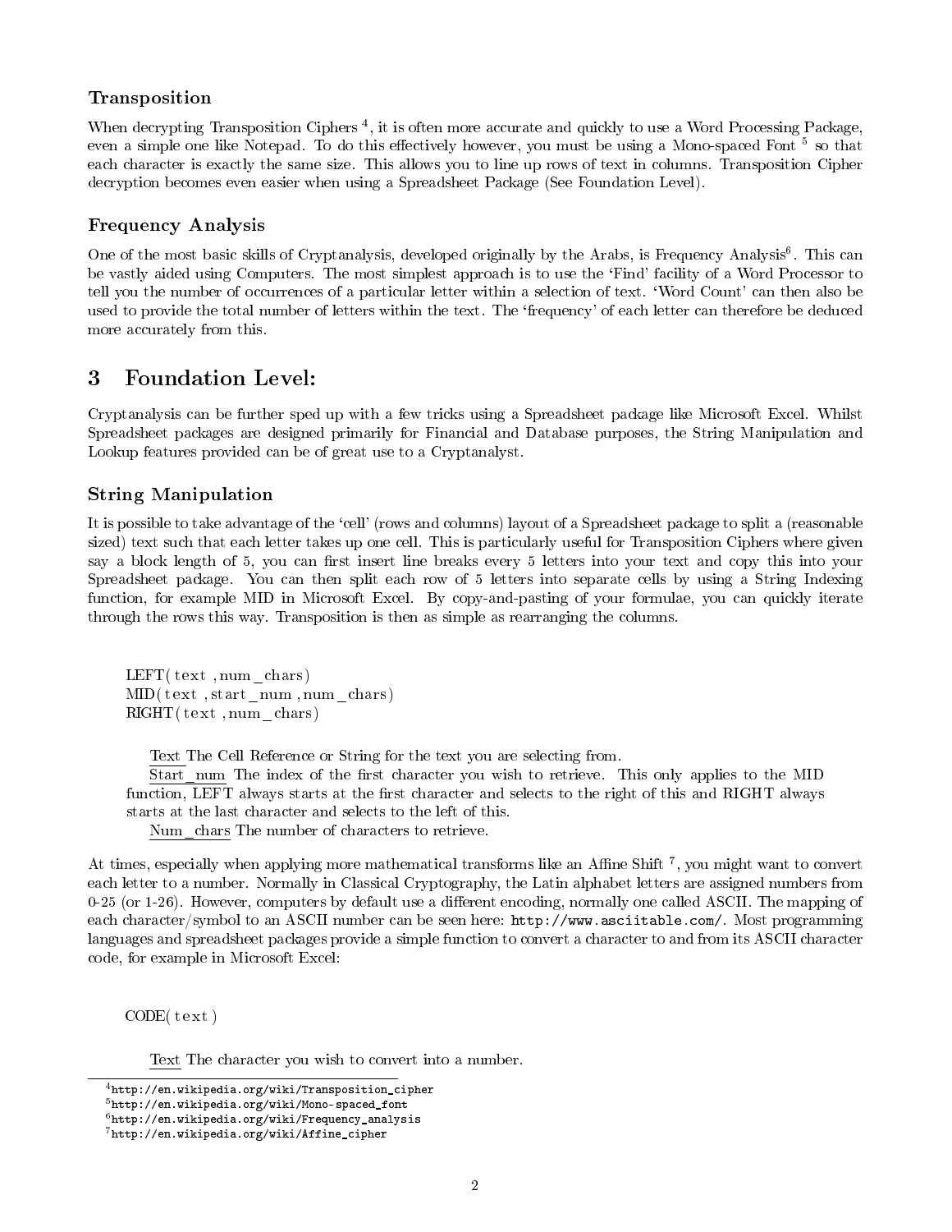### Transposition

When decrypting Transposition Ciphers [4], it is often more accurate and quickly to use a Word Processing Package, even a simple one like Notepad. To do this effectively however, you must be using a Mono-spaced Font [5] so that each character is exactly the same size. This allows you to line up rows of text in columns. Transposition Cipher decryption becomes even easier when using a Spreadsheet Package (See Foundation Level).

### Frequency Analysis

One of the most basic skills of Cryptanalysis, developed originally by the Arabs, is Frequency Analysis[6]. This can be vastly aided using Computers. The most simplest approach is to use the 'Find' facility of a Word Processor to tell you the number of occurrences of a particular letter within a selection of text. 'Word Count' can then also be used to provide the total number of letters within the text. The 'frequency' of each letter can therefore be deduced more accurately from this.

## 3 Foundation Level:

Cryptanalysis can be further sped up with a few tricks using a Spreadsheet package like Microsoft Excel. Whilst Spreadsheet packages are designed primarily for Financial and Database purposes, the String Manipulation and Lookup features provided can be of great use to a Cryptanalyst.

### String Manipulation

It is possible to take advantage of the 'cell' (rows and columns) layout of a Spreadsheet package to split a (reasonable sized) text such that each letter takes up one cell. This is particularly useful for Transposition Ciphers where given say a block length of 5, you can first insert line breaks every 5 letters into your text and copy this into your Spreadsheet package. You can then split each row of 5 letters into separate cells by using a String Indexing function, for example MID in Microsoft Excel. By copy-and-pasting of your formulae, you can quickly iterate through the rows this way. Transposition is then as simple as rearranging the columns.

```
LEFT(text,num_chars)
MID(text,start_num,num_chars)
RIGHT(text,num_chars)
```

Text The Cell Reference or String for the text you are selecting from.
Start_num The index of the first character you wish to retrieve. This only applies to the MID function, LEFT always starts at the first character and selects to the right of this and RIGHT always starts at the last character and selects to the left of this.
Num_chars The number of characters to retrieve.

At times, especially when applying more mathematical transforms like an Affine Shift [7], you might want to convert each letter to a number. Normally in Classical Cryptography, the Latin alphabet letters are assigned numbers from 0-25 (or 1-26). However, computers by default use a different encoding, normally one called ASCII. The mapping of each character/symbol to an ASCII number can be seen here: `http://www.asciitable.com/`. Most programming languages and spreadsheet packages provide a simple function to convert a character to and from its ASCII character code, for example in Microsoft Excel:

```
CODE(text)
```

Text The character you wish to convert into a number.

---

[4] http://en.wikipedia.org/wiki/Transposition_cipher
[5] http://en.wikipedia.org/wiki/Mono-spaced_font
[6] http://en.wikipedia.org/wiki/Frequency_analysis
[7] http://en.wikipedia.org/wiki/Affine_cipher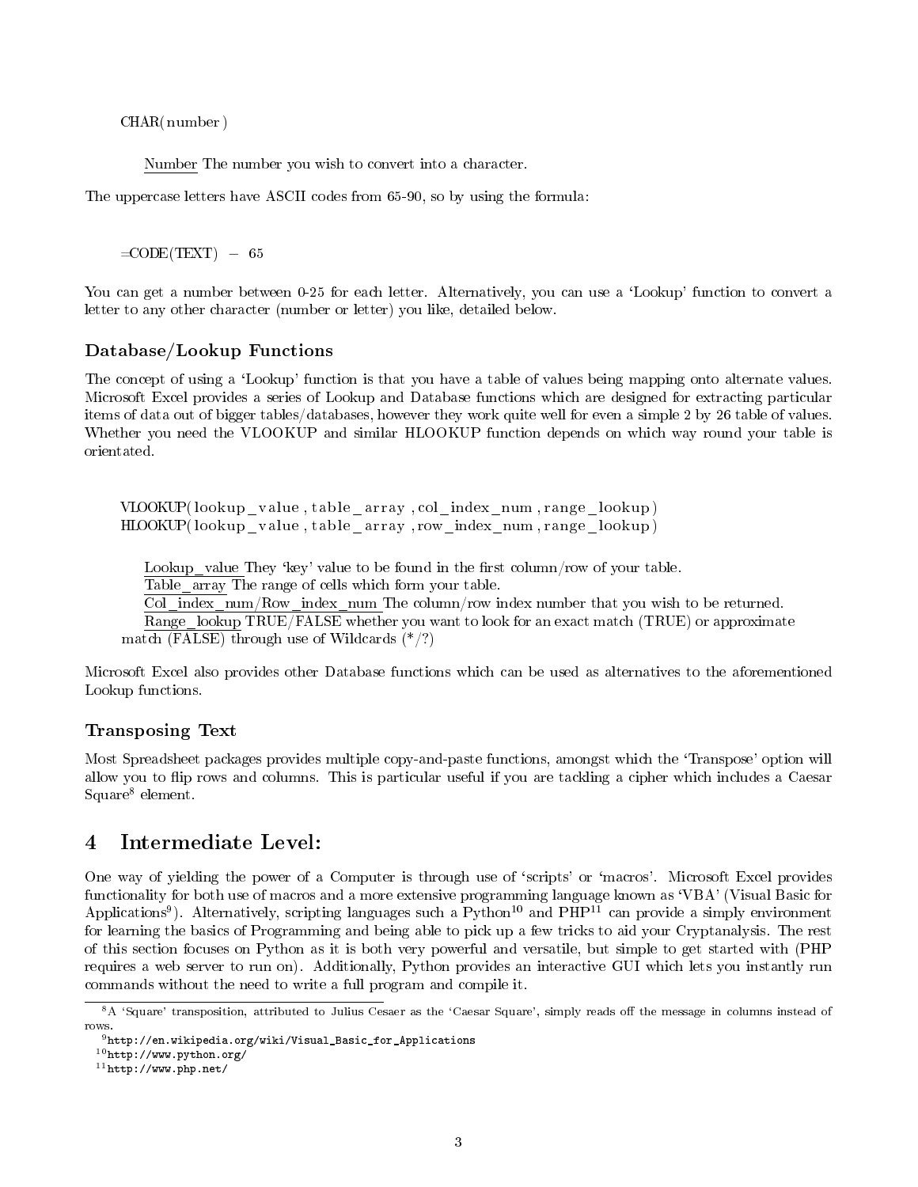```
CHAR(number)
```

Number The number you wish to convert into a character.

The uppercase letters have ASCII codes from 65-90, so by using the formula:

```
=CODE(TEXT) - 65
```

You can get a number between 0-25 for each letter. Alternatively, you can use a 'Lookup' function to convert a letter to any other character (number or letter) you like, detailed below.

### Database/Lookup Functions

The concept of using a 'Lookup' function is that you have a table of values being mapping onto alternate values. Microsoft Excel provides a series of Lookup and Database functions which are designed for extracting particular items of data out of bigger tables/databases, however they work quite well for even a simple 2 by 26 table of values. Whether you need the VLOOKUP and similar HLOOKUP function depends on which way round your table is orientated.

```
VLOOKUP(lookup_value, table_array, col_index_num, range_lookup)
HLOOKUP(lookup_value, table_array, row_index_num, range_lookup)
```

Lookup_value They 'key' value to be found in the first column/row of your table.
Table_array The range of cells which form your table.
Col_index_num/Row_index_num The column/row index number that you wish to be returned.
Range_lookup TRUE/FALSE whether you want to look for an exact match (TRUE) or approximate match (FALSE) through use of Wildcards (*/?)

Microsoft Excel also provides other Database functions which can be used as alternatives to the aforementioned Lookup functions.

### Transposing Text

Most Spreadsheet packages provides multiple copy-and-paste functions, amongst which the 'Transpose' option will allow you to flip rows and columns. This is particular useful if you are tackling a cipher which includes a Caesar Square[8] element.

## 4 Intermediate Level:

One way of yielding the power of a Computer is through use of 'scripts' or 'macros'. Microsoft Excel provides functionality for both use of macros and a more extensive programming language known as 'VBA' (Visual Basic for Applications[9]). Alternatively, scripting languages such a Python[10] and PHP[11] can provide a simply environment for learning the basics of Programming and being able to pick up a few tricks to aid your Cryptanalysis. The rest of this section focuses on Python as it is both very powerful and versatile, but simple to get started with (PHP requires a web server to run on). Additionally, Python provides an interactive GUI which lets you instantly run commands without the need to write a full program and compile it.

---

[8] A 'Square' transposition, attributed to Julius Cesaer as the 'Caesar Square', simply reads off the message in columns instead of rows.

[9] http://en.wikipedia.org/wiki/Visual_Basic_for_Applications

[10] http://www.python.org/

[11] http://www.php.net/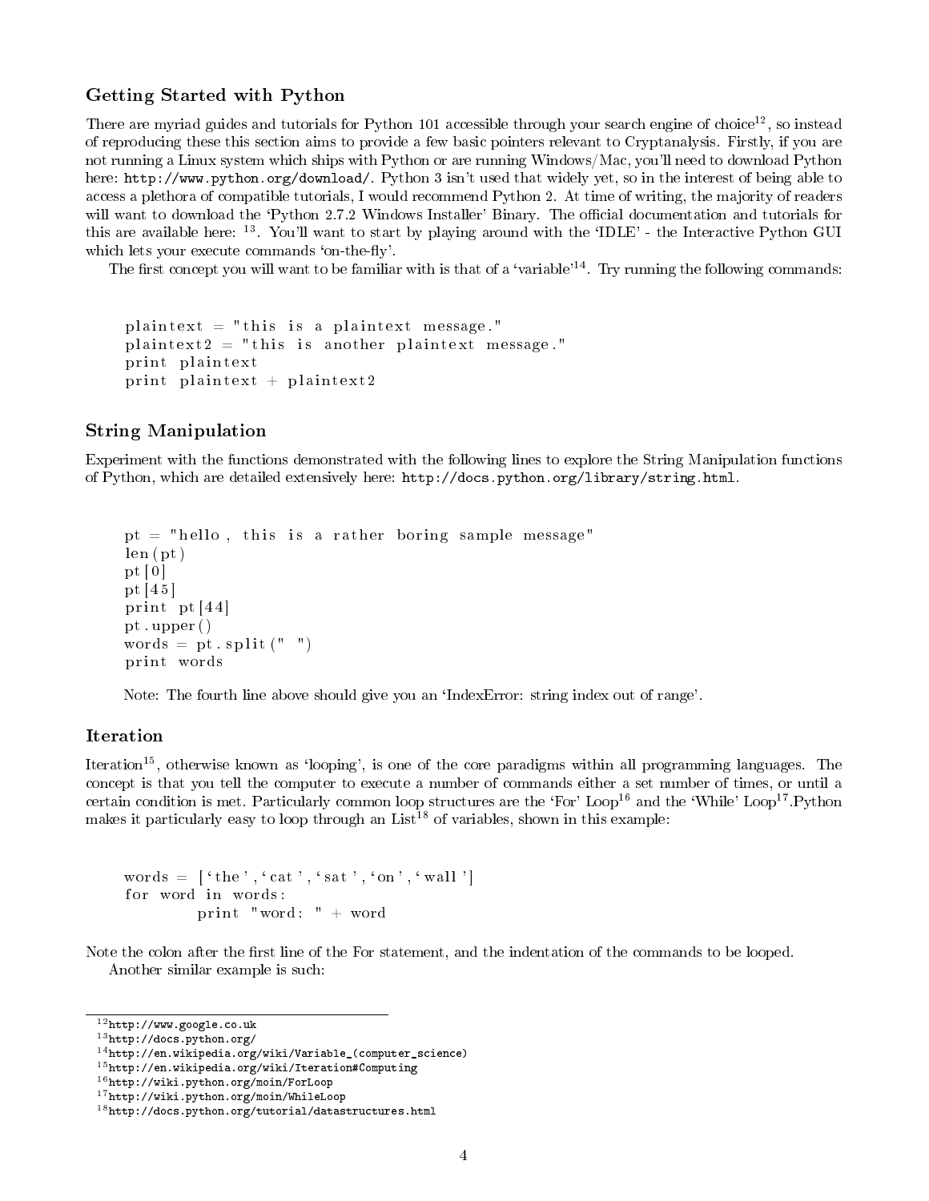### Getting Started with Python

There are myriad guides and tutorials for Python 101 accessible through your search engine of choice[12], so instead of reproducing these this section aims to provide a few basic pointers relevant to Cryptanalysis. Firstly, if you are not running a Linux system which ships with Python or are running Windows/Mac, you'll need to download Python here: http://www.python.org/download/. Python 3 isn't used that widely yet, so in the interest of being able to access a plethora of compatible tutorials, I would recommend Python 2. At time of writing, the majority of readers will want to download the 'Python 2.7.2 Windows Installer' Binary. The official documentation and tutorials for this are available here: [13]. You'll want to start by playing around with the 'IDLE' - the Interactive Python GUI which lets your execute commands 'on-the-fly'.

The first concept you will want to be familiar with is that of a 'variable'[14]. Try running the following commands:

```
plaintext = "this is a plaintext message."
plaintext2 = "this is another plaintext message."
print plaintext
print plaintext + plaintext2
```

### String Manipulation

Experiment with the functions demonstrated with the following lines to explore the String Manipulation functions of Python, which are detailed extensively here: http://docs.python.org/library/string.html.

```
pt = "hello, this is a rather boring sample message"
len(pt)
pt[0]
pt[45]
print pt[44]
pt.upper()
words = pt.split(" ")
print words
```

Note: The fourth line above should give you an 'IndexError: string index out of range'.

### Iteration

Iteration[15], otherwise known as 'looping', is one of the core paradigms within all programming languages. The concept is that you tell the computer to execute a number of commands either a set number of times, or until a certain condition is met. Particularly common loop structures are the 'For' Loop[16] and the 'While' Loop[17].Python makes it particularly easy to loop through an List[18] of variables, shown in this example:

```
words = ['the','cat','sat','on','wall']
for word in words:
        print "word: " + word
```

Note the colon after the first line of the For statement, and the indentation of the commands to be looped.

Another similar example is such:

---

[12] http://www.google.co.uk
[13] http://docs.python.org/
[14] http://en.wikipedia.org/wiki/Variable_(computer_science)
[15] http://en.wikipedia.org/wiki/Iteration#Computing
[16] http://wiki.python.org/moin/ForLoop
[17] http://wiki.python.org/moin/WhileLoop
[18] http://docs.python.org/tutorial/datastructures.html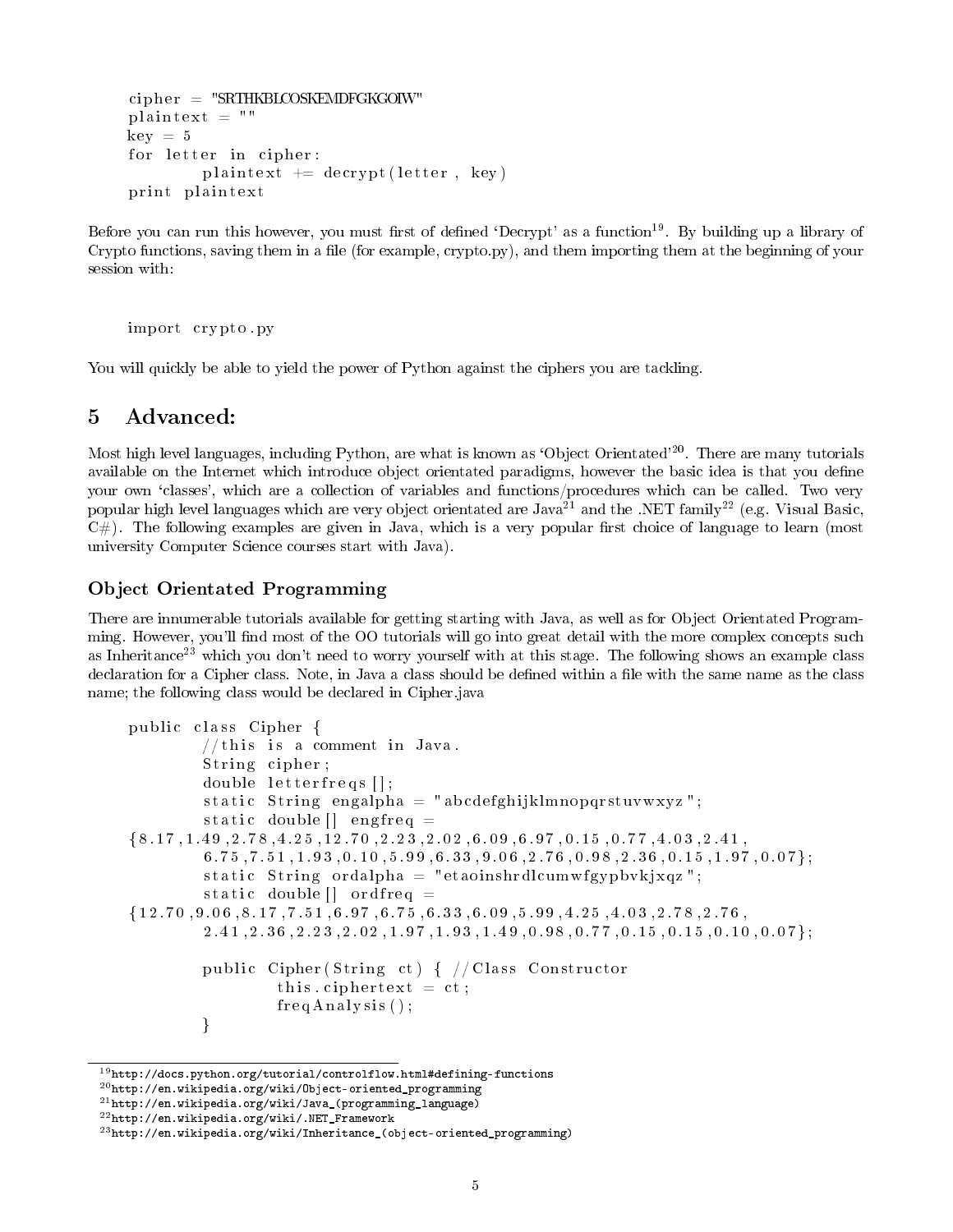```
cipher = "SRTHKBLCOSKEMDFGKGOIW"
plaintext = ""
key = 5
for letter in cipher:
        plaintext += decrypt(letter , key)
print plaintext
```

Before you can run this however, you must first of defined 'Decrypt' as a function[19]. By building up a library of Crypto functions, saving them in a file (for example, crypto.py), and them importing them at the beginning of your session with:

```
import crypto.py
```

You will quickly be able to yield the power of Python against the ciphers you are tackling.

# 5 Advanced:

Most high level languages, including Python, are what is known as 'Object Orientated'[20]. There are many tutorials available on the Internet which introduce object orientated paradigms, however the basic idea is that you define your own 'classes', which are a collection of variables and functions/procedures which can be called. Two very popular high level languages which are very object orientated are Java[21] and the .NET family[22] (e.g. Visual Basic, C#). The following examples are given in Java, which is a very popular first choice of language to learn (most university Computer Science courses start with Java).

### Object Orientated Programming

There are innumerable tutorials available for getting starting with Java, as well as for Object Orientated Programming. However, you'll find most of the OO tutorials will go into great detail with the more complex concepts such as Inheritance[23] which you don't need to worry yourself with at this stage. The following shows an example class declaration for a Cipher class. Note, in Java a class should be defined within a file with the same name as the class name; the following class would be declared in Cipher.java

```
public class Cipher {
        //this is a comment in Java.
        String cipher;
        double letterfreqs[];
        static String engalpha = "abcdefghijklmnopqrstuvwxyz";
        static double[] engfreq =
{8.17,1.49,2.78,4.25,12.70,2.23,2.02,6.09,6.97,0.15,0.77,4.03,2.41,
        6.75,7.51,1.93,0.10,5.99,6.33,9.06,2.76,0.98,2.36,0.15,1.97,0.07};
        static String ordalpha = "etaoinshrdlcumwfgypbvkjxqz";
        static double[] ordfreq =
{12.70,9.06,8.17,7.51,6.97,6.75,6.33,6.09,5.99,4.25,4.03,2.78,2.76,
        2.41,2.36,2.23,2.02,1.97,1.93,1.49,0.98,0.77,0.15,0.15,0.10,0.07};

        public Cipher(String ct) { //Class Constructor
                this.ciphertext = ct;
                freqAnalysis();
        }
```

[19] http://docs.python.org/tutorial/controlflow.html#defining-functions

[20] http://en.wikipedia.org/wiki/Object-oriented_programming

[21] http://en.wikipedia.org/wiki/Java_(programming_language)

[22] http://en.wikipedia.org/wiki/.NET_Framework

[23] http://en.wikipedia.org/wiki/Inheritance_(object-oriented_programming)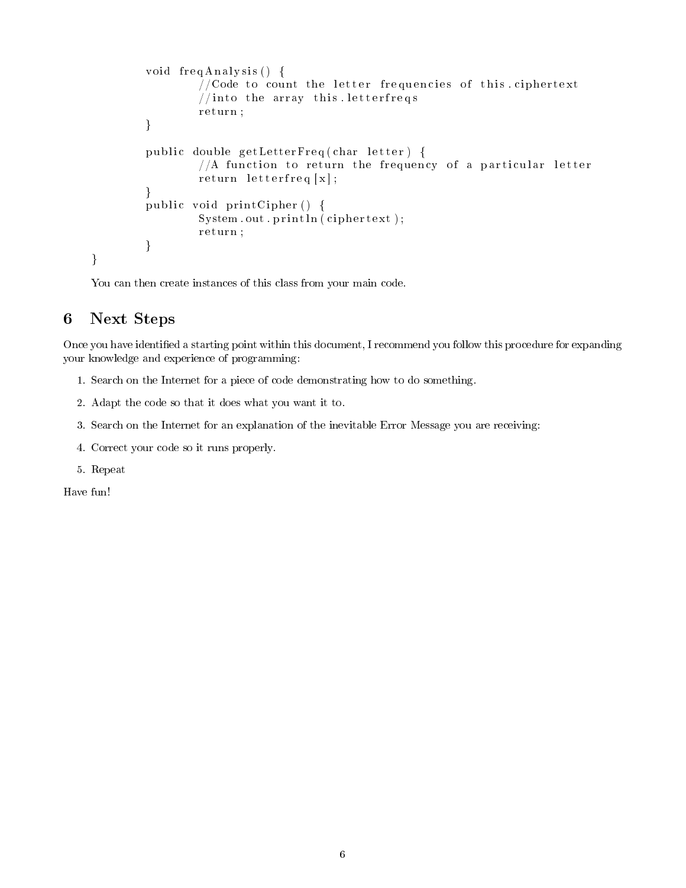```
        void freqAnalysis() {
                //Code to count the letter frequencies of this.ciphertext
                //into the array this.letterfreqs
                return;
        }

        public double getLetterFreq(char letter) {
                //A function to return the frequency of a particular letter
                return letterfreq[x];
        }
        public void printCipher() {
                System.out.println(ciphertext);
                return;
        }
}
```

You can then create instances of this class from your main code.

## 6 Next Steps

Once you have identified a starting point within this document, I recommend you follow this procedure for expanding your knowledge and experience of programming:

1. Search on the Internet for a piece of code demonstrating how to do something.
2. Adapt the code so that it does what you want it to.
3. Search on the Internet for an explanation of the inevitable Error Message you are receiving:
4. Correct your code so it runs properly.
5. Repeat

Have fun!